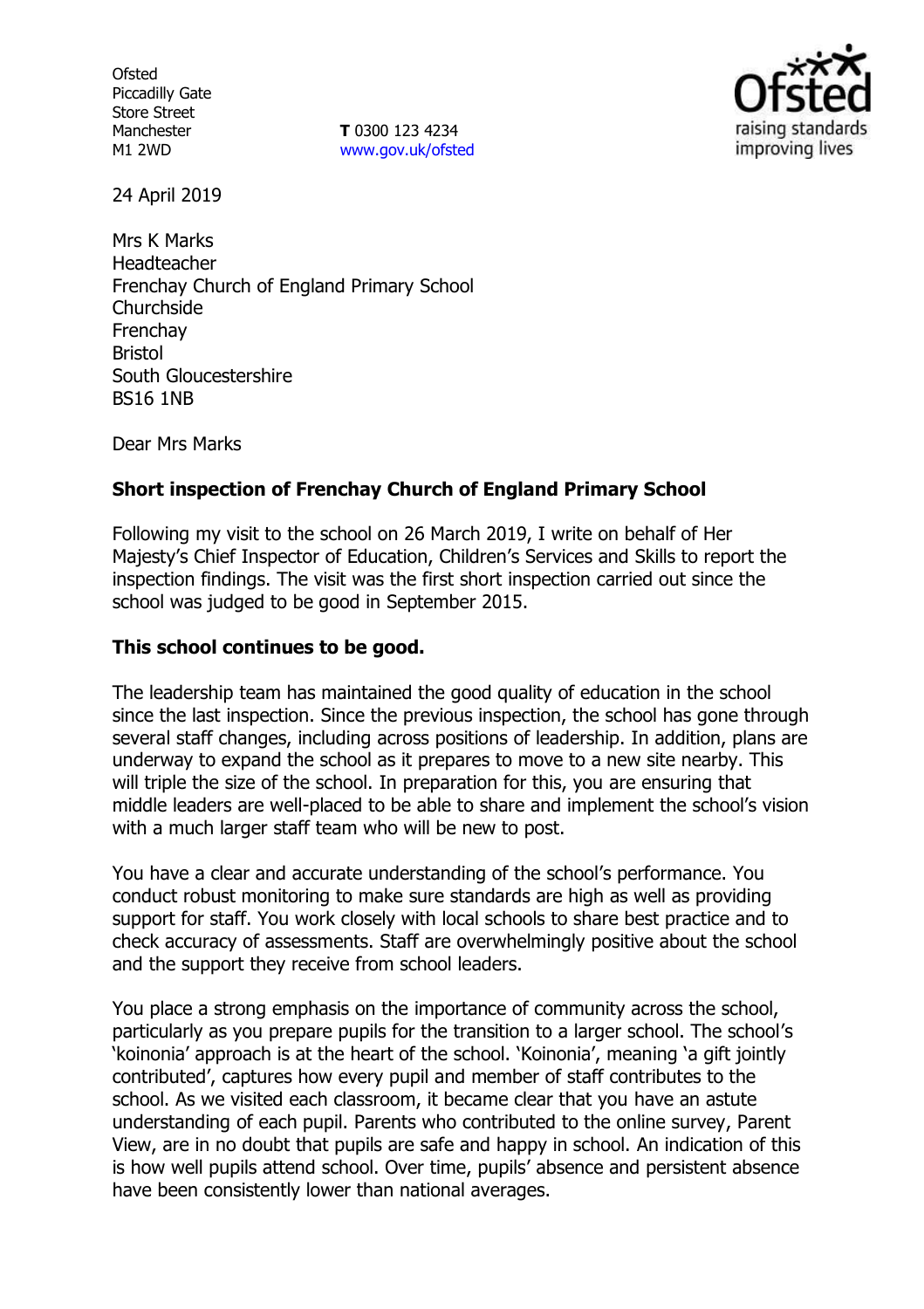Ofsted
Piccadilly Gate
Store Street
Manchester
M1 2WD

**T** 0300 123 4234
www.gov.uk/ofsted

24 April 2019

Mrs K Marks
Headteacher
Frenchay Church of England Primary School
Churchside
Frenchay
Bristol
South Gloucestershire
BS16 1NB

Dear Mrs Marks

**Short inspection of Frenchay Church of England Primary School**

Following my visit to the school on 26 March 2019, I write on behalf of Her Majesty's Chief Inspector of Education, Children's Services and Skills to report the inspection findings. The visit was the first short inspection carried out since the school was judged to be good in September 2015.

**This school continues to be good.**

The leadership team has maintained the good quality of education in the school since the last inspection. Since the previous inspection, the school has gone through several staff changes, including across positions of leadership. In addition, plans are underway to expand the school as it prepares to move to a new site nearby. This will triple the size of the school. In preparation for this, you are ensuring that middle leaders are well-placed to be able to share and implement the school's vision with a much larger staff team who will be new to post.

You have a clear and accurate understanding of the school's performance. You conduct robust monitoring to make sure standards are high as well as providing support for staff. You work closely with local schools to share best practice and to check accuracy of assessments. Staff are overwhelmingly positive about the school and the support they receive from school leaders.

You place a strong emphasis on the importance of community across the school, particularly as you prepare pupils for the transition to a larger school. The school's 'koinonia' approach is at the heart of the school. 'Koinonia', meaning 'a gift jointly contributed', captures how every pupil and member of staff contributes to the school. As we visited each classroom, it became clear that you have an astute understanding of each pupil. Parents who contributed to the online survey, Parent View, are in no doubt that pupils are safe and happy in school. An indication of this is how well pupils attend school. Over time, pupils' absence and persistent absence have been consistently lower than national averages.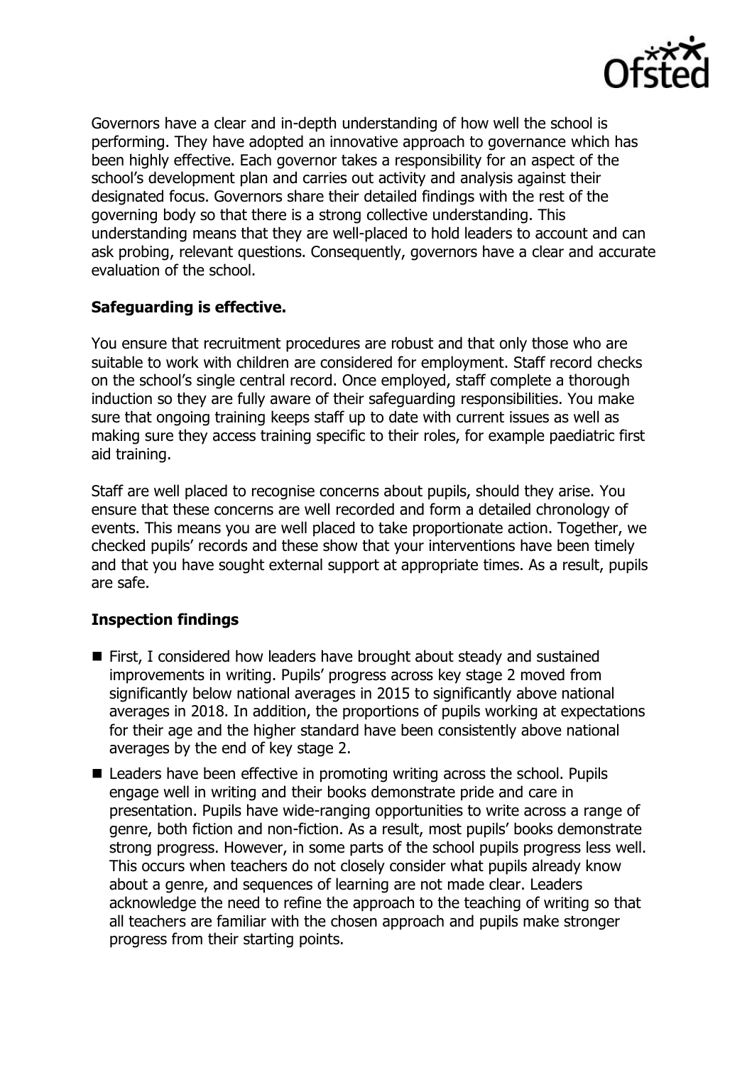Governors have a clear and in-depth understanding of how well the school is performing. They have adopted an innovative approach to governance which has been highly effective. Each governor takes a responsibility for an aspect of the school's development plan and carries out activity and analysis against their designated focus. Governors share their detailed findings with the rest of the governing body so that there is a strong collective understanding. This understanding means that they are well-placed to hold leaders to account and can ask probing, relevant questions. Consequently, governors have a clear and accurate evaluation of the school.

**Safeguarding is effective.**

You ensure that recruitment procedures are robust and that only those who are suitable to work with children are considered for employment. Staff record checks on the school's single central record. Once employed, staff complete a thorough induction so they are fully aware of their safeguarding responsibilities. You make sure that ongoing training keeps staff up to date with current issues as well as making sure they access training specific to their roles, for example paediatric first aid training.

Staff are well placed to recognise concerns about pupils, should they arise. You ensure that these concerns are well recorded and form a detailed chronology of events. This means you are well placed to take proportionate action. Together, we checked pupils' records and these show that your interventions have been timely and that you have sought external support at appropriate times. As a result, pupils are safe.

**Inspection findings**

- First, I considered how leaders have brought about steady and sustained improvements in writing. Pupils' progress across key stage 2 moved from significantly below national averages in 2015 to significantly above national averages in 2018. In addition, the proportions of pupils working at expectations for their age and the higher standard have been consistently above national averages by the end of key stage 2.
- Leaders have been effective in promoting writing across the school. Pupils engage well in writing and their books demonstrate pride and care in presentation. Pupils have wide-ranging opportunities to write across a range of genre, both fiction and non-fiction. As a result, most pupils' books demonstrate strong progress. However, in some parts of the school pupils progress less well. This occurs when teachers do not closely consider what pupils already know about a genre, and sequences of learning are not made clear. Leaders acknowledge the need to refine the approach to the teaching of writing so that all teachers are familiar with the chosen approach and pupils make stronger progress from their starting points.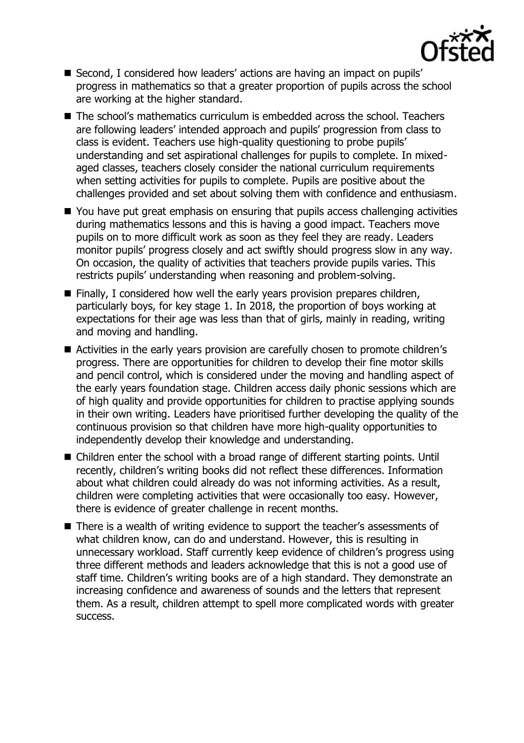- Second, I considered how leaders' actions are having an impact on pupils' progress in mathematics so that a greater proportion of pupils across the school are working at the higher standard.
- The school's mathematics curriculum is embedded across the school. Teachers are following leaders' intended approach and pupils' progression from class to class is evident. Teachers use high-quality questioning to probe pupils' understanding and set aspirational challenges for pupils to complete. In mixed-aged classes, teachers closely consider the national curriculum requirements when setting activities for pupils to complete. Pupils are positive about the challenges provided and set about solving them with confidence and enthusiasm.
- You have put great emphasis on ensuring that pupils access challenging activities during mathematics lessons and this is having a good impact. Teachers move pupils on to more difficult work as soon as they feel they are ready. Leaders monitor pupils' progress closely and act swiftly should progress slow in any way. On occasion, the quality of activities that teachers provide pupils varies. This restricts pupils' understanding when reasoning and problem-solving.
- Finally, I considered how well the early years provision prepares children, particularly boys, for key stage 1. In 2018, the proportion of boys working at expectations for their age was less than that of girls, mainly in reading, writing and moving and handling.
- Activities in the early years provision are carefully chosen to promote children's progress. There are opportunities for children to develop their fine motor skills and pencil control, which is considered under the moving and handling aspect of the early years foundation stage. Children access daily phonic sessions which are of high quality and provide opportunities for children to practise applying sounds in their own writing. Leaders have prioritised further developing the quality of the continuous provision so that children have more high-quality opportunities to independently develop their knowledge and understanding.
- Children enter the school with a broad range of different starting points. Until recently, children's writing books did not reflect these differences. Information about what children could already do was not informing activities. As a result, children were completing activities that were occasionally too easy. However, there is evidence of greater challenge in recent months.
- There is a wealth of writing evidence to support the teacher's assessments of what children know, can do and understand. However, this is resulting in unnecessary workload. Staff currently keep evidence of children's progress using three different methods and leaders acknowledge that this is not a good use of staff time. Children's writing books are of a high standard. They demonstrate an increasing confidence and awareness of sounds and the letters that represent them. As a result, children attempt to spell more complicated words with greater success.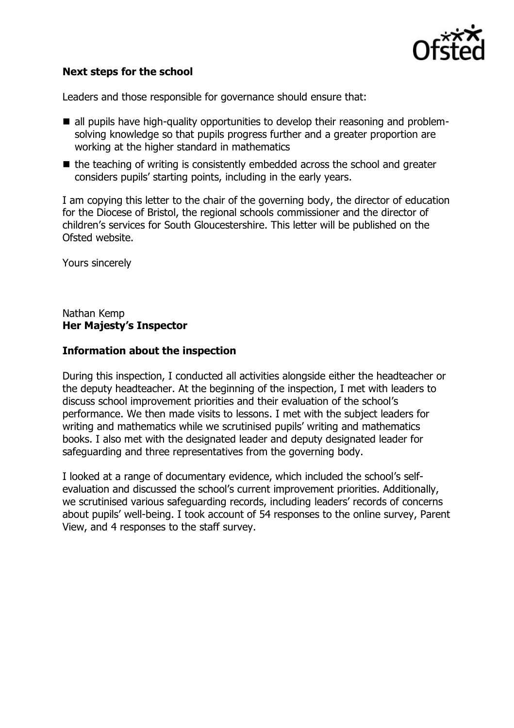**Next steps for the school**

Leaders and those responsible for governance should ensure that:

- all pupils have high-quality opportunities to develop their reasoning and problem-solving knowledge so that pupils progress further and a greater proportion are working at the higher standard in mathematics
- the teaching of writing is consistently embedded across the school and greater considers pupils' starting points, including in the early years.

I am copying this letter to the chair of the governing body, the director of education for the Diocese of Bristol, the regional schools commissioner and the director of children's services for South Gloucestershire. This letter will be published on the Ofsted website.

Yours sincerely

Nathan Kemp
**Her Majesty's Inspector**

**Information about the inspection**

During this inspection, I conducted all activities alongside either the headteacher or the deputy headteacher. At the beginning of the inspection, I met with leaders to discuss school improvement priorities and their evaluation of the school's performance. We then made visits to lessons. I met with the subject leaders for writing and mathematics while we scrutinised pupils' writing and mathematics books. I also met with the designated leader and deputy designated leader for safeguarding and three representatives from the governing body.

I looked at a range of documentary evidence, which included the school's self-evaluation and discussed the school's current improvement priorities. Additionally, we scrutinised various safeguarding records, including leaders' records of concerns about pupils' well-being. I took account of 54 responses to the online survey, Parent View, and 4 responses to the staff survey.